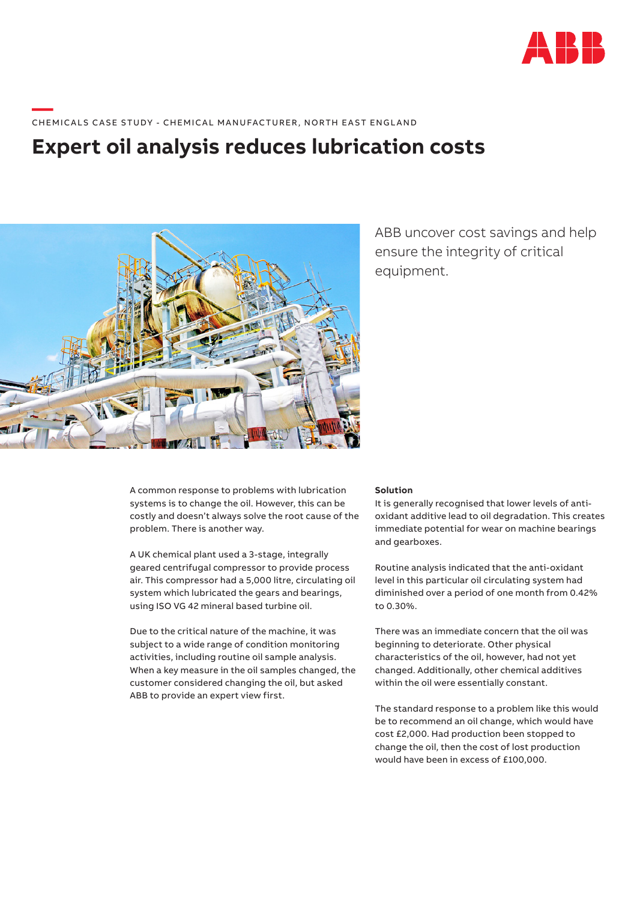CHEMICALS CASE STUDY - CHEMICAL MANUFACTURER, NORTH EAST ENGLAND

# Expert oil analysis reduces lubrication costs

ABB uncover cost savings and help ensure the integrity of critical equipment.

A common response to problems with lubrication systems is to change the oil. However, this can be costly and doesn't always solve the root cause of the problem. There is another way.

A UK chemical plant used a 3-stage, integrally geared centrifugal compressor to provide process air. This compressor had a 5,000 litre, circulating oil system which lubricated the gears and bearings, using ISO VG 42 mineral based turbine oil.

Due to the critical nature of the machine, it was subject to a wide range of condition monitoring activities, including routine oil sample analysis. When a key measure in the oil samples changed, the customer considered changing the oil, but asked ABB to provide an expert view first.

**Solution**

It is generally recognised that lower levels of anti-oxidant additive lead to oil degradation. This creates immediate potential for wear on machine bearings and gearboxes.

Routine analysis indicated that the anti-oxidant level in this particular oil circulating system had diminished over a period of one month from 0.42% to 0.30%.

There was an immediate concern that the oil was beginning to deteriorate. Other physical characteristics of the oil, however, had not yet changed. Additionally, other chemical additives within the oil were essentially constant.

The standard response to a problem like this would be to recommend an oil change, which would have cost £2,000. Had production been stopped to change the oil, then the cost of lost production would have been in excess of £100,000.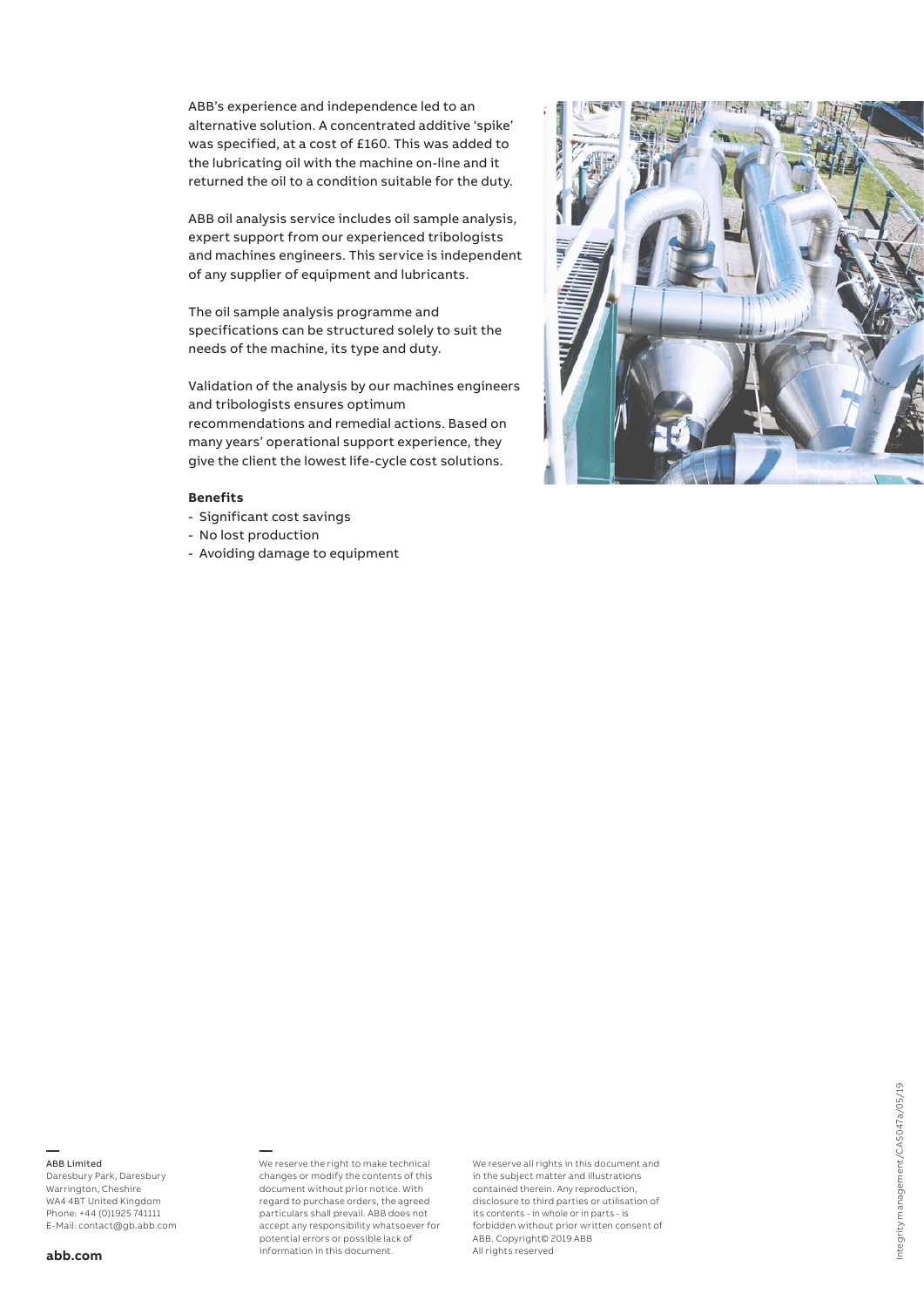ABB's experience and independence led to an alternative solution. A concentrated additive 'spike' was specified, at a cost of £160. This was added to the lubricating oil with the machine on-line and it returned the oil to a condition suitable for the duty.

ABB oil analysis service includes oil sample analysis, expert support from our experienced tribologists and machines engineers. This service is independent of any supplier of equipment and lubricants.

The oil sample analysis programme and specifications can be structured solely to suit the needs of the machine, its type and duty.

Validation of the analysis by our machines engineers and tribologists ensures optimum recommendations and remedial actions. Based on many years' operational support experience, they give the client the lowest life-cycle cost solutions.

**Benefits**

- Significant cost savings
- No lost production
- Avoiding damage to equipment

ABB Limited
Daresbury Park, Daresbury
Warrington, Cheshire
WA4 4BT United Kingdom
Phone: +44 (0)1925 741111
E-Mail: contact@gb.abb.com

**abb.com**

We reserve the right to make technical changes or modify the contents of this document without prior notice. With regard to purchase orders, the agreed particulars shall prevail. ABB does not accept any responsibility whatsoever for potential errors or possible lack of information in this document.

We reserve all rights in this document and in the subject matter and illustrations contained therein. Any reproduction, disclosure to third parties or utilisation of its contents - in whole or in parts - is forbidden without prior written consent of ABB. Copyright© 2019 ABB
All rights reserved

Integrity management/CAS047a/05/19